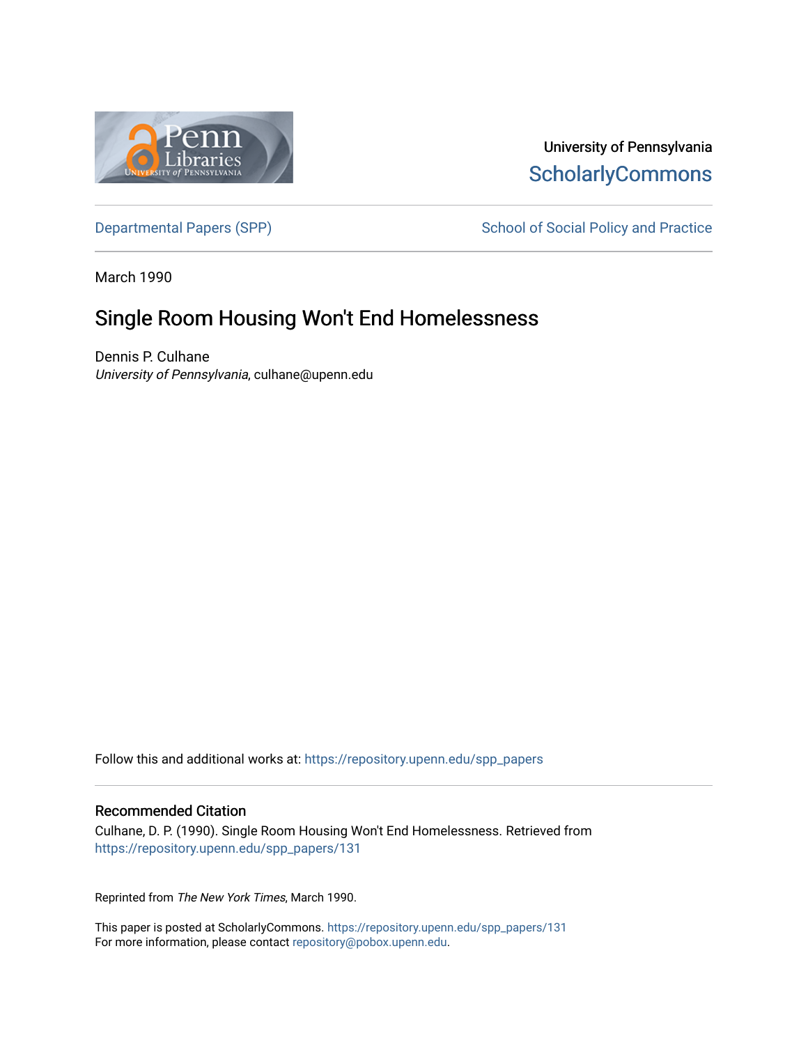University of Pennsylvania
ScholarlyCommons

Departmental Papers (SPP)

School of Social Policy and Practice

March 1990

# Single Room Housing Won't End Homelessness

Dennis P. Culhane
*University of Pennsylvania*, culhane@upenn.edu

Follow this and additional works at: https://repository.upenn.edu/spp_papers

## Recommended Citation

Culhane, D. P. (1990). Single Room Housing Won't End Homelessness. Retrieved from https://repository.upenn.edu/spp_papers/131

Reprinted from *The New York Times*, March 1990.

This paper is posted at ScholarlyCommons. https://repository.upenn.edu/spp_papers/131
For more information, please contact repository@pobox.upenn.edu.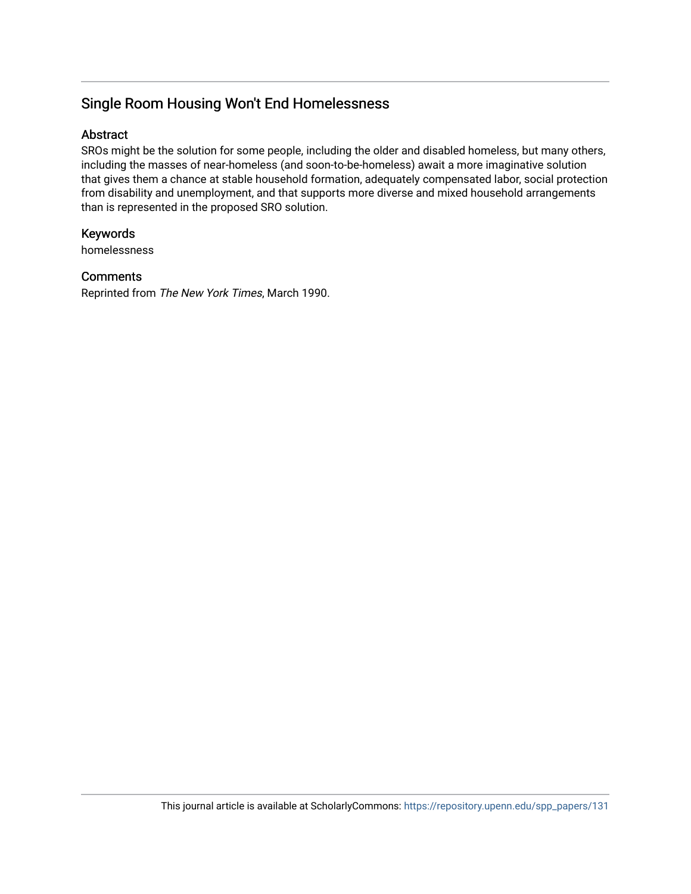## Single Room Housing Won't End Homelessness

### Abstract

SROs might be the solution for some people, including the older and disabled homeless, but many others, including the masses of near-homeless (and soon-to-be-homeless) await a more imaginative solution that gives them a chance at stable household formation, adequately compensated labor, social protection from disability and unemployment, and that supports more diverse and mixed household arrangements than is represented in the proposed SRO solution.

### Keywords

homelessness

### Comments

Reprinted from *The New York Times*, March 1990.

This journal article is available at ScholarlyCommons: https://repository.upenn.edu/spp_papers/131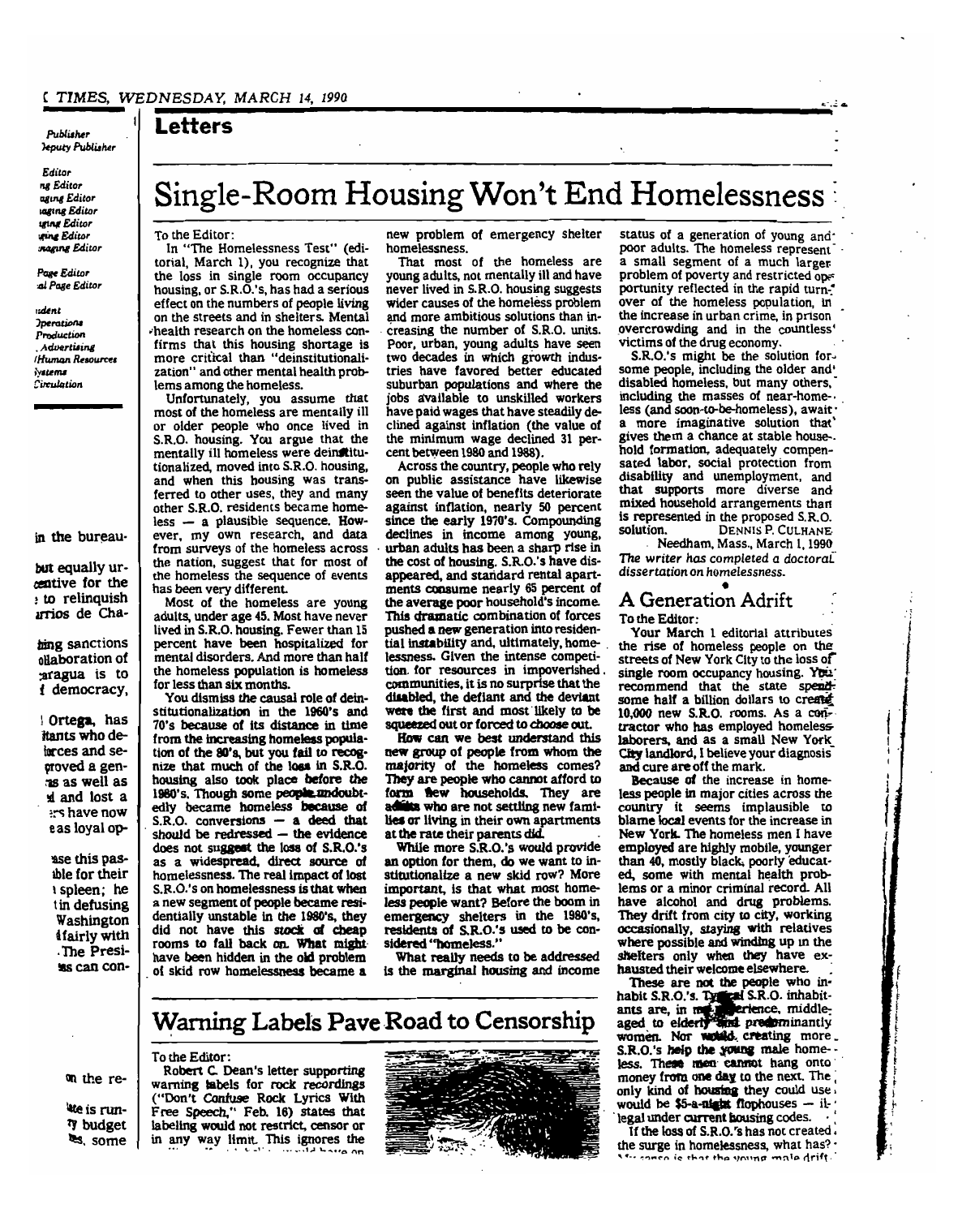# Letters

## Single-Room Housing Won't End Homelessness

To the Editor:

In "The Homelessness Test" (editorial, March 1), you recognize that the loss in single room occupancy housing, or S.R.O.'s, has had a serious effect on the numbers of people living on the streets and in shelters. Mental health research on the homeless confirms that this housing shortage is more critical than "deinstitutionalization" and other mental health problems among the homeless.

Unfortunately, you assume that most of the homeless are mentally ill or older people who once lived in S.R.O. housing. You argue that the mentally ill homeless were deinstitutionalized, moved into S.R.O. housing, and when this housing was transferred to other uses, they and many other S.R.O. residents became homeless — a plausible sequence. However, my own research, and data from surveys of the homeless across the nation, suggest that for most of the homeless the sequence of events has been very different.

Most of the homeless are young adults, under age 45. Most have never lived in S.R.O. housing. Fewer than 15 percent have been hospitalized for mental disorders. And more than half the homeless population is homeless for less than six months.

You dismiss the causal role of deinstitutionalization in the 1960's and 70's because of its distance in time from the increasing homeless population of the 80's, but you fail to recognize that much of the loss in S.R.O. housing also took place before the 1980's. Though some people undoubtedly became homeless because of S.R.O. conversions — a deed that should be redressed — the evidence does not suggest the loss of S.R.O.'s as a widespread, direct source of homelessness. The real impact of lost S.R.O.'s on homelessness is that when a new segment of people became residentially unstable in the 1980's, they did not have this stock of cheap rooms to fall back on. What might have been hidden in the old problem of skid row homelessness became a new problem of emergency shelter homelessness.

That most of the homeless are young adults, not mentally ill and have never lived in S.R.O. housing suggests wider causes of the homeless problem and more ambitious solutions than increasing the number of S.R.O. units. Poor, urban, young adults have seen two decades in which growth industries have favored better educated suburban populations and where the jobs available to unskilled workers have paid wages that have steadily declined against inflation (the value of the minimum wage declined 31 percent between 1980 and 1988).

Across the country, people who rely on public assistance have likewise seen the value of benefits deteriorate against inflation, nearly 50 percent since the early 1970's. Compounding declines in income among young, urban adults has been a sharp rise in the cost of housing. S.R.O.'s have disappeared, and standard rental apartments consume nearly 65 percent of the average poor household's income. This dramatic combination of forces pushed a new generation into residential instability and, ultimately, homelessness. Given the intense competition for resources in impoverished communities, it is no surprise that the disabled, the defiant and the deviant were the first and most likely to be squeezed out or forced to choose out.

How can we best understand this new group of people from whom the majority of the homeless comes? They are people who cannot afford to form new households. They are adults who are not settling new families or living in their own apartments at the rate their parents did.

While more S.R.O.'s would provide an option for them, do we want to institutionalize a new skid row? More important, is that what most homeless people want? Before the boom in emergency shelters in the 1980's, residents of S.R.O.'s used to be considered "homeless."

What really needs to be addressed is the marginal housing and income status of a generation of young and poor adults. The homeless represent a small segment of a much larger problem of poverty and restricted opportunity reflected in the rapid turnover of the homeless population, in the increase in urban crime, in prison overcrowding and in the countless victims of the drug economy.

S.R.O.'s might be the solution for some people, including the older and disabled homeless, but many others, including the masses of near-homeless (and soon-to-be-homeless), await a more imaginative solution that gives them a chance at stable household formation, adequately compensated labor, social protection from disability and unemployment, and that supports more diverse and mixed household arrangements than is represented in the proposed S.R.O. solution.

DENNIS P. CULHANE
Needham, Mass., March 1, 1990

*The writer has completed a doctoral dissertation on homelessness.*

## A Generation Adrift

To the Editor:

Your March 1 editorial attributes the rise of homeless people on the streets of New York City to the loss of single room occupancy housing. You recommend that the state spend some half a billion dollars to create 10,000 new S.R.O. rooms. As a contractor who has employed homeless laborers, and as a small New York City landlord, I believe your diagnosis and cure are off the mark.

Because of the increase in homeless people in major cities across the country it seems implausible to blame local events for the increase in New York. The homeless men I have employed are highly mobile, younger than 40, mostly black, poorly educated, some with mental health problems or a minor criminal record. All have alcohol and drug problems. They drift from city to city, working occasionally, staying with relatives where possible and winding up in the shelters only when they have exhausted their welcome elsewhere.

These are not the people who inhabit S.R.O.'s. Typical S.R.O. inhabitants are, in my experience, middle-aged to elderly and predominantly women. Nor would creating more S.R.O.'s help the young male homeless. These men cannot hang onto money from one day to the next. The only kind of housing they could use would be $5-a-night flophouses — illegal under current housing codes.

If the loss of S.R.O.'s has not created the surge in homelessness, what has? My sense is that the young male drift

## Warning Labels Pave Road to Censorship

To the Editor:

Robert C. Dean's letter supporting warning labels for rock recordings ("Don't Confuse Rock Lyrics With Free Speech," Feb. 16) states that labeling would not restrict, censor or in any way limit. This ignores the